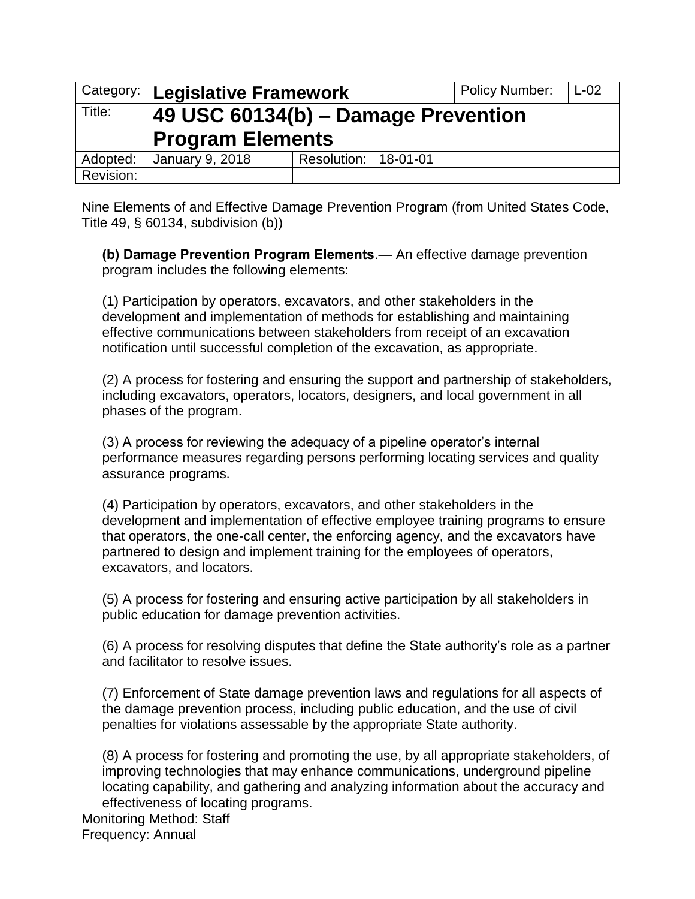| Category: | **Legislative Framework** | | Policy Number: | L-02 |
|---|---|---|---|---|
| Title: | **49 USC 60134(b) – Damage Prevention Program Elements** | | | |
| Adopted: | January 9, 2018 | Resolution: 18-01-01 | | |
| Revision: | | | | |

Nine Elements of and Effective Damage Prevention Program (from United States Code, Title 49, § 60134, subdivision (b))

**(b) Damage Prevention Program Elements**.— An effective damage prevention program includes the following elements:

(1) Participation by operators, excavators, and other stakeholders in the development and implementation of methods for establishing and maintaining effective communications between stakeholders from receipt of an excavation notification until successful completion of the excavation, as appropriate.

(2) A process for fostering and ensuring the support and partnership of stakeholders, including excavators, operators, locators, designers, and local government in all phases of the program.

(3) A process for reviewing the adequacy of a pipeline operator's internal performance measures regarding persons performing locating services and quality assurance programs.

(4) Participation by operators, excavators, and other stakeholders in the development and implementation of effective employee training programs to ensure that operators, the one-call center, the enforcing agency, and the excavators have partnered to design and implement training for the employees of operators, excavators, and locators.

(5) A process for fostering and ensuring active participation by all stakeholders in public education for damage prevention activities.

(6) A process for resolving disputes that define the State authority's role as a partner and facilitator to resolve issues.

(7) Enforcement of State damage prevention laws and regulations for all aspects of the damage prevention process, including public education, and the use of civil penalties for violations assessable by the appropriate State authority.

(8) A process for fostering and promoting the use, by all appropriate stakeholders, of improving technologies that may enhance communications, underground pipeline locating capability, and gathering and analyzing information about the accuracy and effectiveness of locating programs.

Monitoring Method: Staff
Frequency: Annual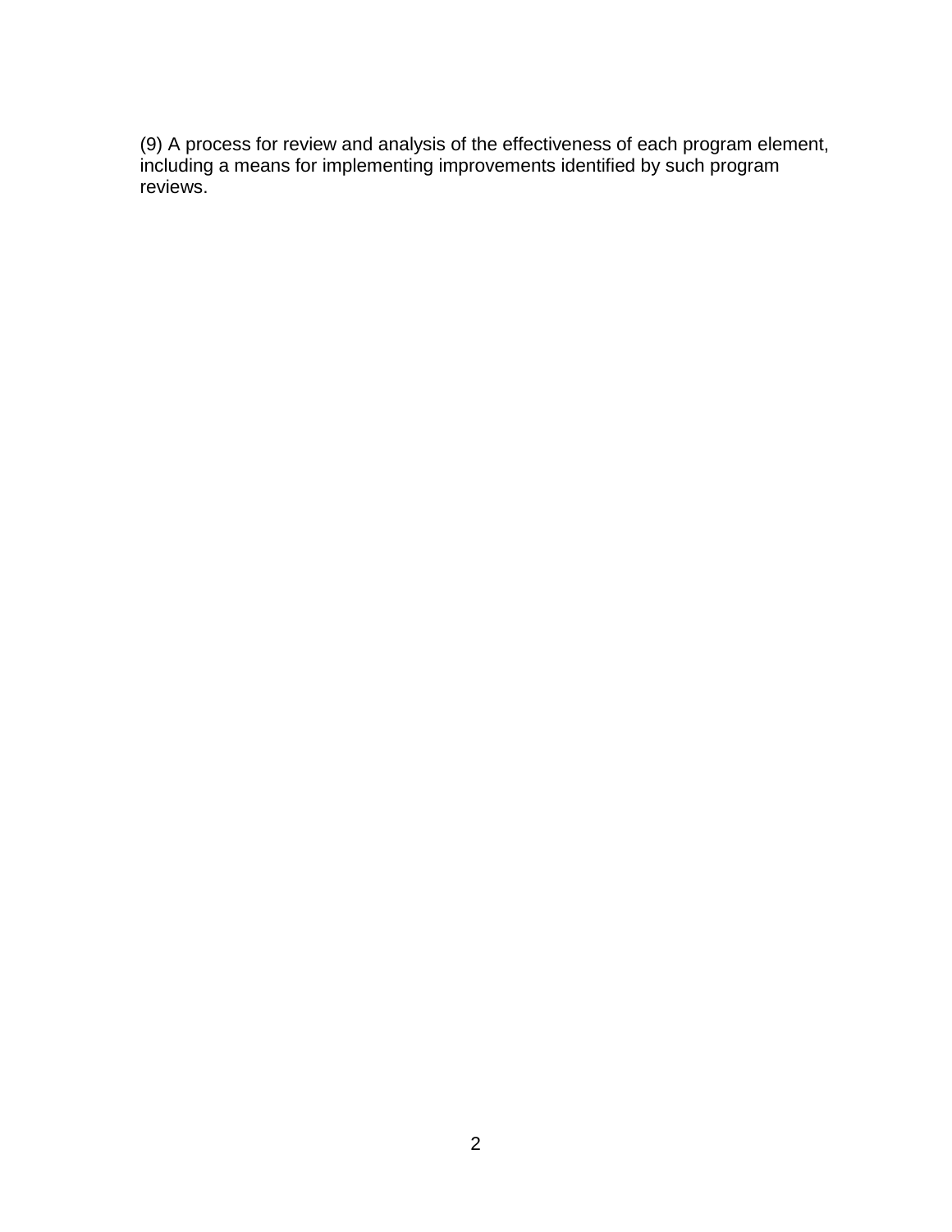(9) A process for review and analysis of the effectiveness of each program element, including a means for implementing improvements identified by such program reviews.